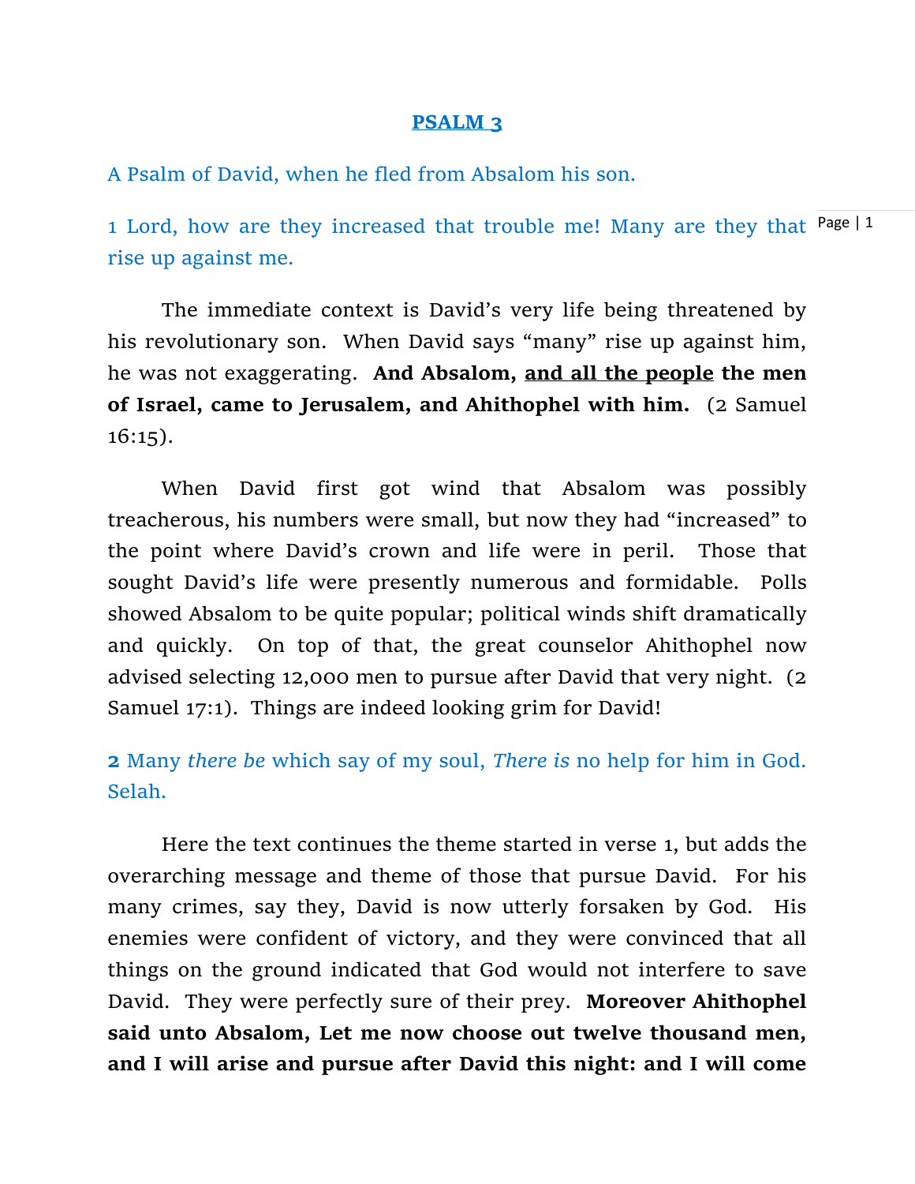# PSALM 3

A Psalm of David, when he fled from Absalom his son.

1 Lord, how are they increased that trouble me! Many are they that rise up against me.

The immediate context is David's very life being threatened by his revolutionary son. When David says "many" rise up against him, he was not exaggerating. **And Absalom, <u>and all the people</u> the men of Israel, came to Jerusalem, and Ahithophel with him.** (2 Samuel 16:15).

When David first got wind that Absalom was possibly treacherous, his numbers were small, but now they had "increased" to the point where David's crown and life were in peril. Those that sought David's life were presently numerous and formidable. Polls showed Absalom to be quite popular; political winds shift dramatically and quickly. On top of that, the great counselor Ahithophel now advised selecting 12,000 men to pursue after David that very night. (2 Samuel 17:1). Things are indeed looking grim for David!

**2** Many *there be* which say of my soul, *There is* no help for him in God. Selah.

Here the text continues the theme started in verse 1, but adds the overarching message and theme of those that pursue David. For his many crimes, say they, David is now utterly forsaken by God. His enemies were confident of victory, and they were convinced that all things on the ground indicated that God would not interfere to save David. They were perfectly sure of their prey. **Moreover Ahithophel said unto Absalom, Let me now choose out twelve thousand men, and I will arise and pursue after David this night: and I will come**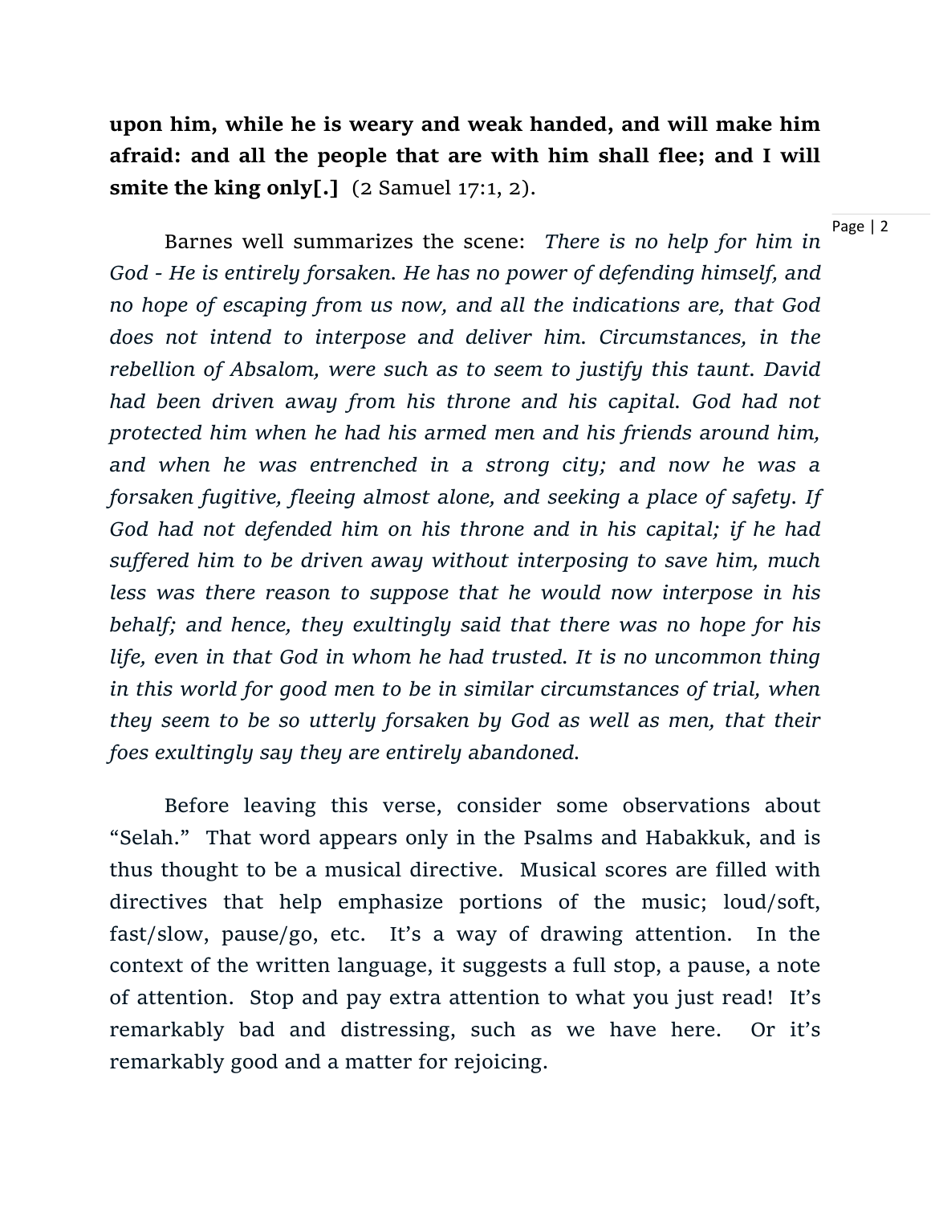**upon him, while he is weary and weak handed, and will make him afraid: and all the people that are with him shall flee; and I will smite the king only[.]** (2 Samuel 17:1, 2).

Barnes well summarizes the scene: *There is no help for him in God - He is entirely forsaken. He has no power of defending himself, and no hope of escaping from us now, and all the indications are, that God does not intend to interpose and deliver him. Circumstances, in the rebellion of Absalom, were such as to seem to justify this taunt. David had been driven away from his throne and his capital. God had not protected him when he had his armed men and his friends around him, and when he was entrenched in a strong city; and now he was a forsaken fugitive, fleeing almost alone, and seeking a place of safety. If God had not defended him on his throne and in his capital; if he had suffered him to be driven away without interposing to save him, much less was there reason to suppose that he would now interpose in his behalf; and hence, they exultingly said that there was no hope for his life, even in that God in whom he had trusted. It is no uncommon thing in this world for good men to be in similar circumstances of trial, when they seem to be so utterly forsaken by God as well as men, that their foes exultingly say they are entirely abandoned.*

Before leaving this verse, consider some observations about "Selah." That word appears only in the Psalms and Habakkuk, and is thus thought to be a musical directive. Musical scores are filled with directives that help emphasize portions of the music; loud/soft, fast/slow, pause/go, etc. It's a way of drawing attention. In the context of the written language, it suggests a full stop, a pause, a note of attention. Stop and pay extra attention to what you just read! It's remarkably bad and distressing, such as we have here. Or it's remarkably good and a matter for rejoicing.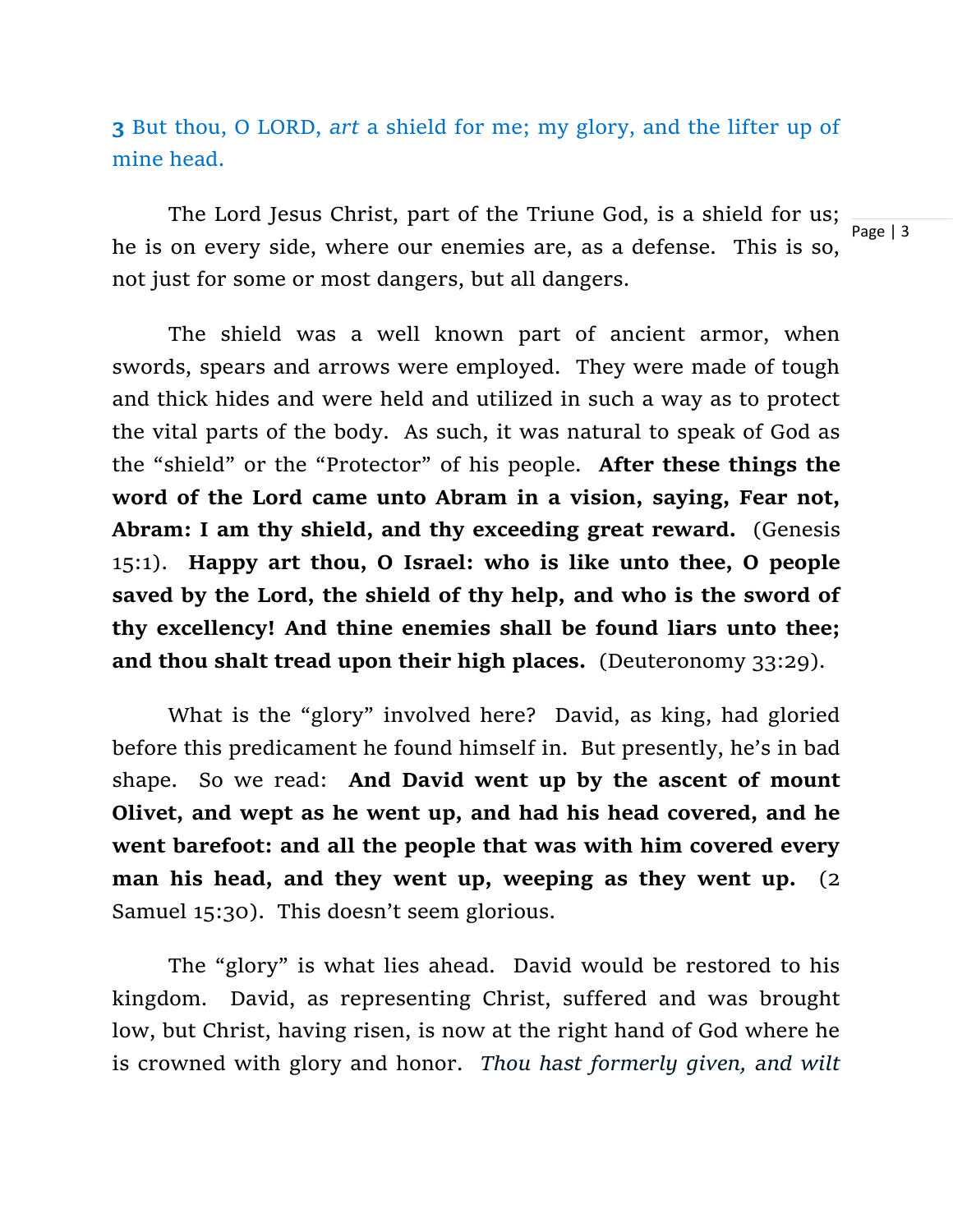**3** But thou, O LORD, *art* a shield for me; my glory, and the lifter up of mine head.

The Lord Jesus Christ, part of the Triune God, is a shield for us; he is on every side, where our enemies are, as a defense. This is so, not just for some or most dangers, but all dangers.

The shield was a well known part of ancient armor, when swords, spears and arrows were employed. They were made of tough and thick hides and were held and utilized in such a way as to protect the vital parts of the body. As such, it was natural to speak of God as the "shield" or the "Protector" of his people. **After these things the word of the Lord came unto Abram in a vision, saying, Fear not, Abram: I am thy shield, and thy exceeding great reward.** (Genesis 15:1). **Happy art thou, O Israel: who is like unto thee, O people saved by the Lord, the shield of thy help, and who is the sword of thy excellency! And thine enemies shall be found liars unto thee; and thou shalt tread upon their high places.** (Deuteronomy 33:29).

What is the "glory" involved here? David, as king, had gloried before this predicament he found himself in. But presently, he's in bad shape. So we read: **And David went up by the ascent of mount Olivet, and wept as he went up, and had his head covered, and he went barefoot: and all the people that was with him covered every man his head, and they went up, weeping as they went up.** (2 Samuel 15:30). This doesn't seem glorious.

The "glory" is what lies ahead. David would be restored to his kingdom. David, as representing Christ, suffered and was brought low, but Christ, having risen, is now at the right hand of God where he is crowned with glory and honor. *Thou hast formerly given, and wilt*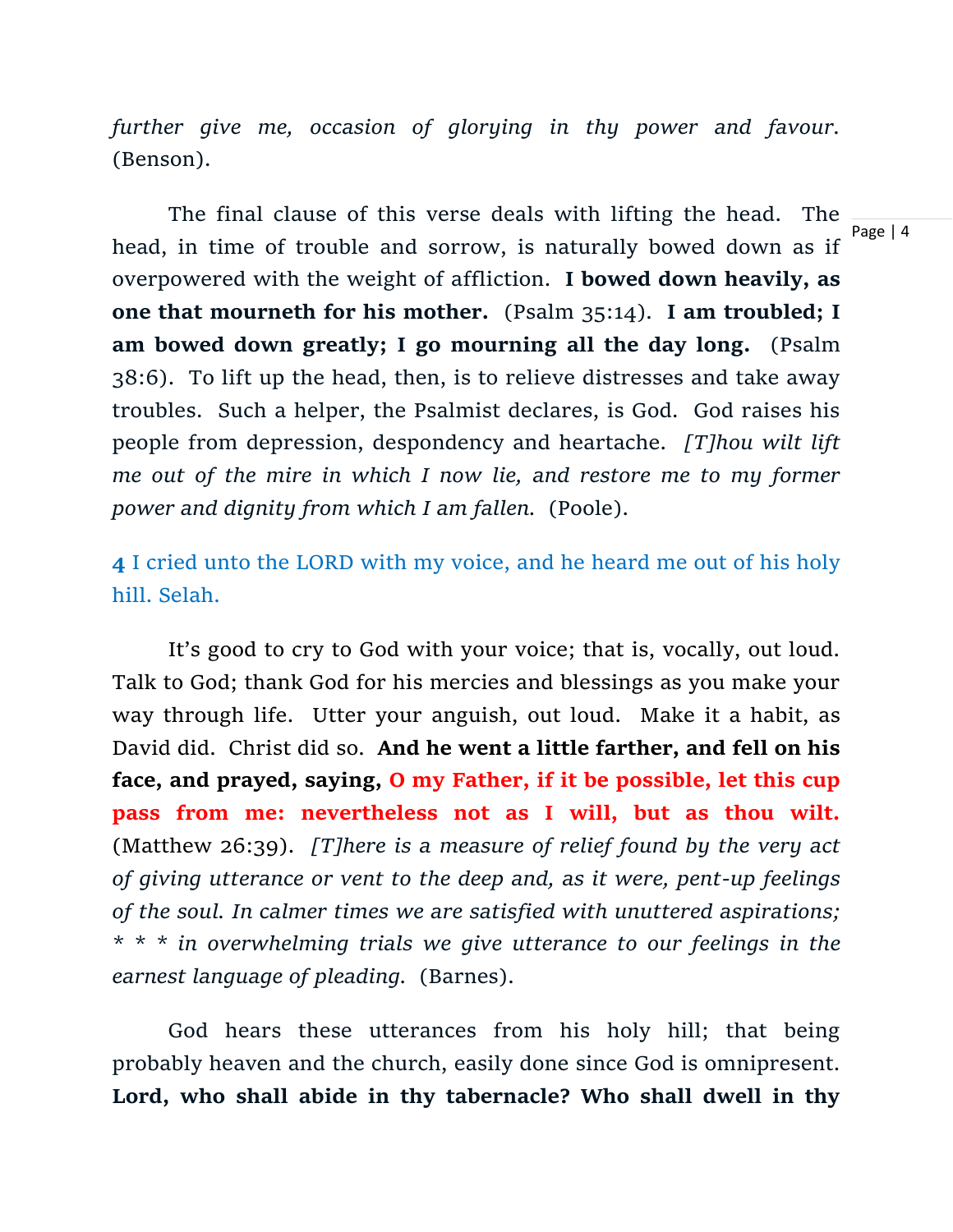*further give me, occasion of glorying in thy power and favour.* (Benson).

The final clause of this verse deals with lifting the head. The head, in time of trouble and sorrow, is naturally bowed down as if overpowered with the weight of affliction. **I bowed down heavily, as one that mourneth for his mother.** (Psalm 35:14). **I am troubled; I am bowed down greatly; I go mourning all the day long.** (Psalm 38:6). To lift up the head, then, is to relieve distresses and take away troubles. Such a helper, the Psalmist declares, is God. God raises his people from depression, despondency and heartache. *[T]hou wilt lift me out of the mire in which I now lie, and restore me to my former power and dignity from which I am fallen.* (Poole).

**4** I cried unto the LORD with my voice, and he heard me out of his holy hill. Selah.

It's good to cry to God with your voice; that is, vocally, out loud. Talk to God; thank God for his mercies and blessings as you make your way through life. Utter your anguish, out loud. Make it a habit, as David did. Christ did so. **And he went a little farther, and fell on his face, and prayed, saying, O my Father, if it be possible, let this cup pass from me: nevertheless not as I will, but as thou wilt.** (Matthew 26:39). *[T]here is a measure of relief found by the very act of giving utterance or vent to the deep and, as it were, pent-up feelings of the soul. In calmer times we are satisfied with unuttered aspirations; * * * in overwhelming trials we give utterance to our feelings in the earnest language of pleading.* (Barnes).

God hears these utterances from his holy hill; that being probably heaven and the church, easily done since God is omnipresent. **Lord, who shall abide in thy tabernacle? Who shall dwell in thy**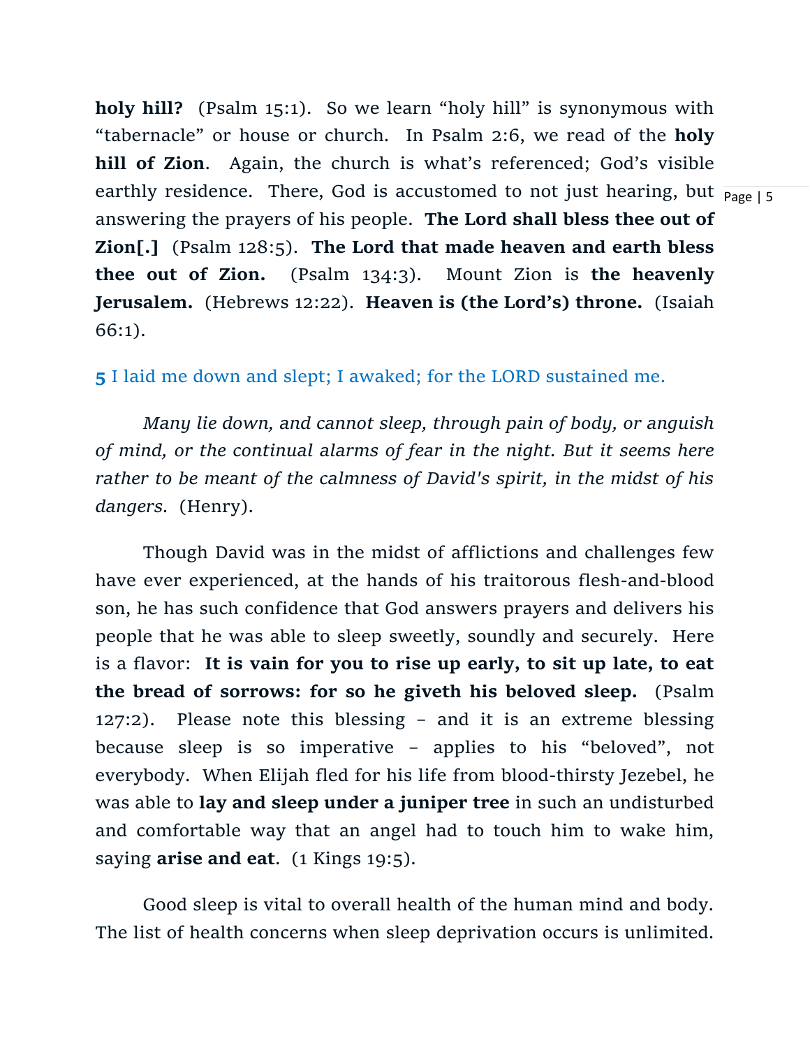**holy hill?** (Psalm 15:1). So we learn "holy hill" is synonymous with "tabernacle" or house or church. In Psalm 2:6, we read of the **holy hill of Zion**. Again, the church is what's referenced; God's visible earthly residence. There, God is accustomed to not just hearing, but answering the prayers of his people. **The Lord shall bless thee out of Zion[.]** (Psalm 128:5). **The Lord that made heaven and earth bless thee out of Zion.** (Psalm 134:3). Mount Zion is **the heavenly Jerusalem.** (Hebrews 12:22). **Heaven is (the Lord's) throne.** (Isaiah 66:1).

**5** I laid me down and slept; I awaked; for the LORD sustained me.

*Many lie down, and cannot sleep, through pain of body, or anguish of mind, or the continual alarms of fear in the night. But it seems here rather to be meant of the calmness of David's spirit, in the midst of his dangers.* (Henry).

Though David was in the midst of afflictions and challenges few have ever experienced, at the hands of his traitorous flesh-and-blood son, he has such confidence that God answers prayers and delivers his people that he was able to sleep sweetly, soundly and securely. Here is a flavor: **It is vain for you to rise up early, to sit up late, to eat the bread of sorrows: for so he giveth his beloved sleep.** (Psalm 127:2). Please note this blessing – and it is an extreme blessing because sleep is so imperative – applies to his "beloved", not everybody. When Elijah fled for his life from blood-thirsty Jezebel, he was able to **lay and sleep under a juniper tree** in such an undisturbed and comfortable way that an angel had to touch him to wake him, saying **arise and eat**. (1 Kings 19:5).

Good sleep is vital to overall health of the human mind and body. The list of health concerns when sleep deprivation occurs is unlimited.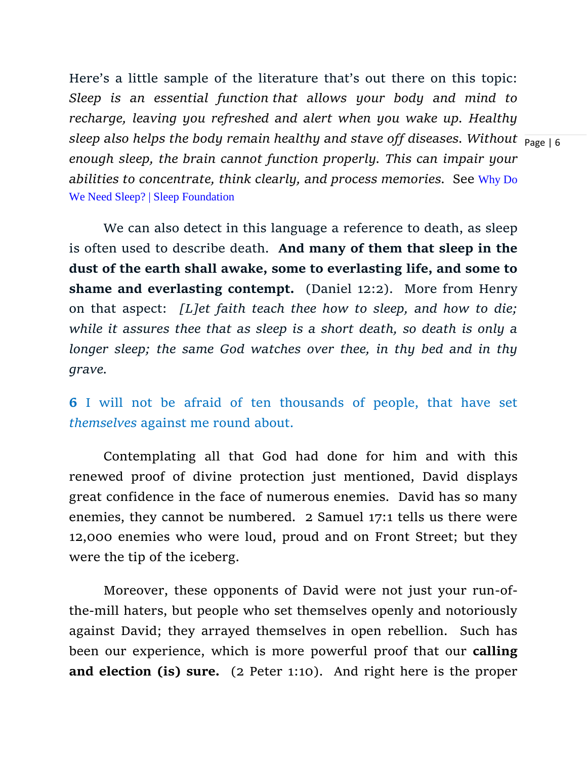Here's a little sample of the literature that's out there on this topic: *Sleep is an essential function that allows your body and mind to recharge, leaving you refreshed and alert when you wake up. Healthy sleep also helps the body remain healthy and stave off diseases. Without enough sleep, the brain cannot function properly. This can impair your abilities to concentrate, think clearly, and process memories.* See Why Do We Need Sleep? | Sleep Foundation

We can also detect in this language a reference to death, as sleep is often used to describe death. **And many of them that sleep in the dust of the earth shall awake, some to everlasting life, and some to shame and everlasting contempt.** (Daniel 12:2). More from Henry on that aspect: *[L]et faith teach thee how to sleep, and how to die; while it assures thee that as sleep is a short death, so death is only a longer sleep; the same God watches over thee, in thy bed and in thy grave.*

**6** I will not be afraid of ten thousands of people, that have set *themselves* against me round about.

Contemplating all that God had done for him and with this renewed proof of divine protection just mentioned, David displays great confidence in the face of numerous enemies. David has so many enemies, they cannot be numbered. 2 Samuel 17:1 tells us there were 12,000 enemies who were loud, proud and on Front Street; but they were the tip of the iceberg.

Moreover, these opponents of David were not just your run-of-the-mill haters, but people who set themselves openly and notoriously against David; they arrayed themselves in open rebellion. Such has been our experience, which is more powerful proof that our **calling and election (is) sure.** (2 Peter 1:10). And right here is the proper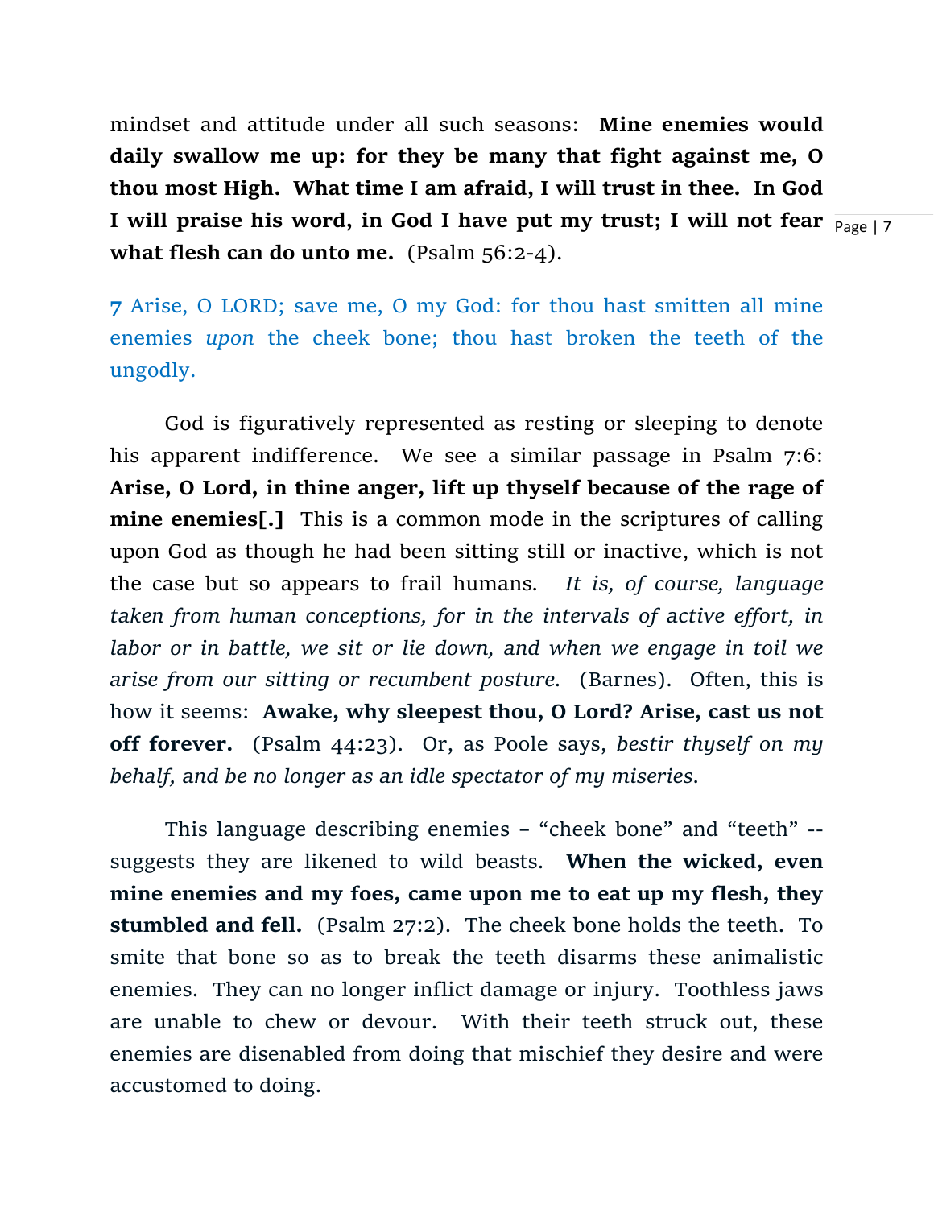mindset and attitude under all such seasons: **Mine enemies would daily swallow me up: for they be many that fight against me, O thou most High. What time I am afraid, I will trust in thee. In God I will praise his word, in God I have put my trust; I will not fear what flesh can do unto me.** (Psalm 56:2-4).

**7** Arise, O LORD; save me, O my God: for thou hast smitten all mine enemies *upon* the cheek bone; thou hast broken the teeth of the ungodly.

God is figuratively represented as resting or sleeping to denote his apparent indifference. We see a similar passage in Psalm 7:6: **Arise, O Lord, in thine anger, lift up thyself because of the rage of mine enemies[.]** This is a common mode in the scriptures of calling upon God as though he had been sitting still or inactive, which is not the case but so appears to frail humans. *It is, of course, language taken from human conceptions, for in the intervals of active effort, in labor or in battle, we sit or lie down, and when we engage in toil we arise from our sitting or recumbent posture.* (Barnes). Often, this is how it seems: **Awake, why sleepest thou, O Lord? Arise, cast us not off forever.** (Psalm 44:23). Or, as Poole says, *bestir thyself on my behalf, and be no longer as an idle spectator of my miseries.*

This language describing enemies – "cheek bone" and "teeth" -- suggests they are likened to wild beasts. **When the wicked, even mine enemies and my foes, came upon me to eat up my flesh, they stumbled and fell.** (Psalm 27:2). The cheek bone holds the teeth. To smite that bone so as to break the teeth disarms these animalistic enemies. They can no longer inflict damage or injury. Toothless jaws are unable to chew or devour. With their teeth struck out, these enemies are disenabled from doing that mischief they desire and were accustomed to doing.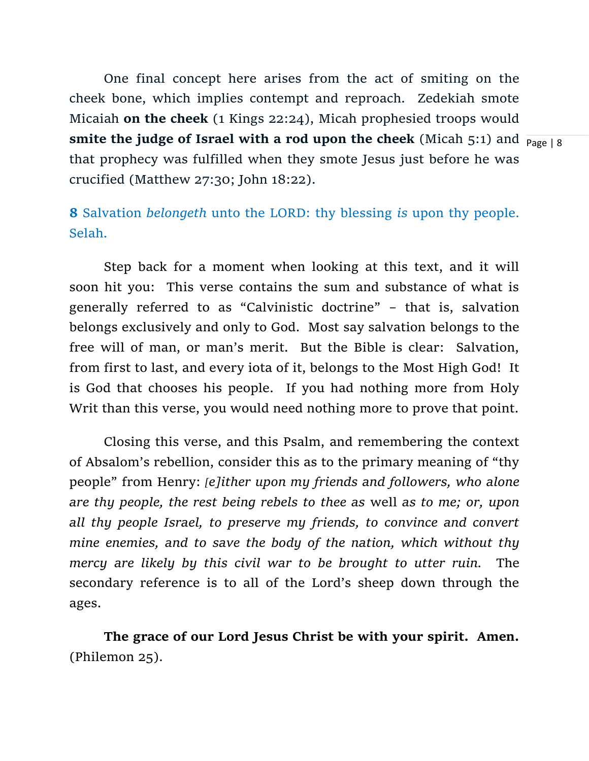One final concept here arises from the act of smiting on the cheek bone, which implies contempt and reproach. Zedekiah smote Micaiah **on the cheek** (1 Kings 22:24), Micah prophesied troops would **smite the judge of Israel with a rod upon the cheek** (Micah 5:1) and that prophecy was fulfilled when they smote Jesus just before he was crucified (Matthew 27:30; John 18:22).

**8** Salvation *belongeth* unto the LORD: thy blessing *is* upon thy people. Selah.

Step back for a moment when looking at this text, and it will soon hit you: This verse contains the sum and substance of what is generally referred to as "Calvinistic doctrine" – that is, salvation belongs exclusively and only to God. Most say salvation belongs to the free will of man, or man's merit. But the Bible is clear: Salvation, from first to last, and every iota of it, belongs to the Most High God! It is God that chooses his people. If you had nothing more from Holy Writ than this verse, you would need nothing more to prove that point.

Closing this verse, and this Psalm, and remembering the context of Absalom's rebellion, consider this as to the primary meaning of "thy people" from Henry: *[e]ither upon my friends and followers, who alone are thy people, the rest being rebels to thee as* well *as to me; or, upon all thy people Israel, to preserve my friends, to convince and convert mine enemies, and to save the body of the nation, which without thy mercy are likely by this civil war to be brought to utter ruin.* The secondary reference is to all of the Lord's sheep down through the ages.

**The grace of our Lord Jesus Christ be with your spirit. Amen.** (Philemon 25).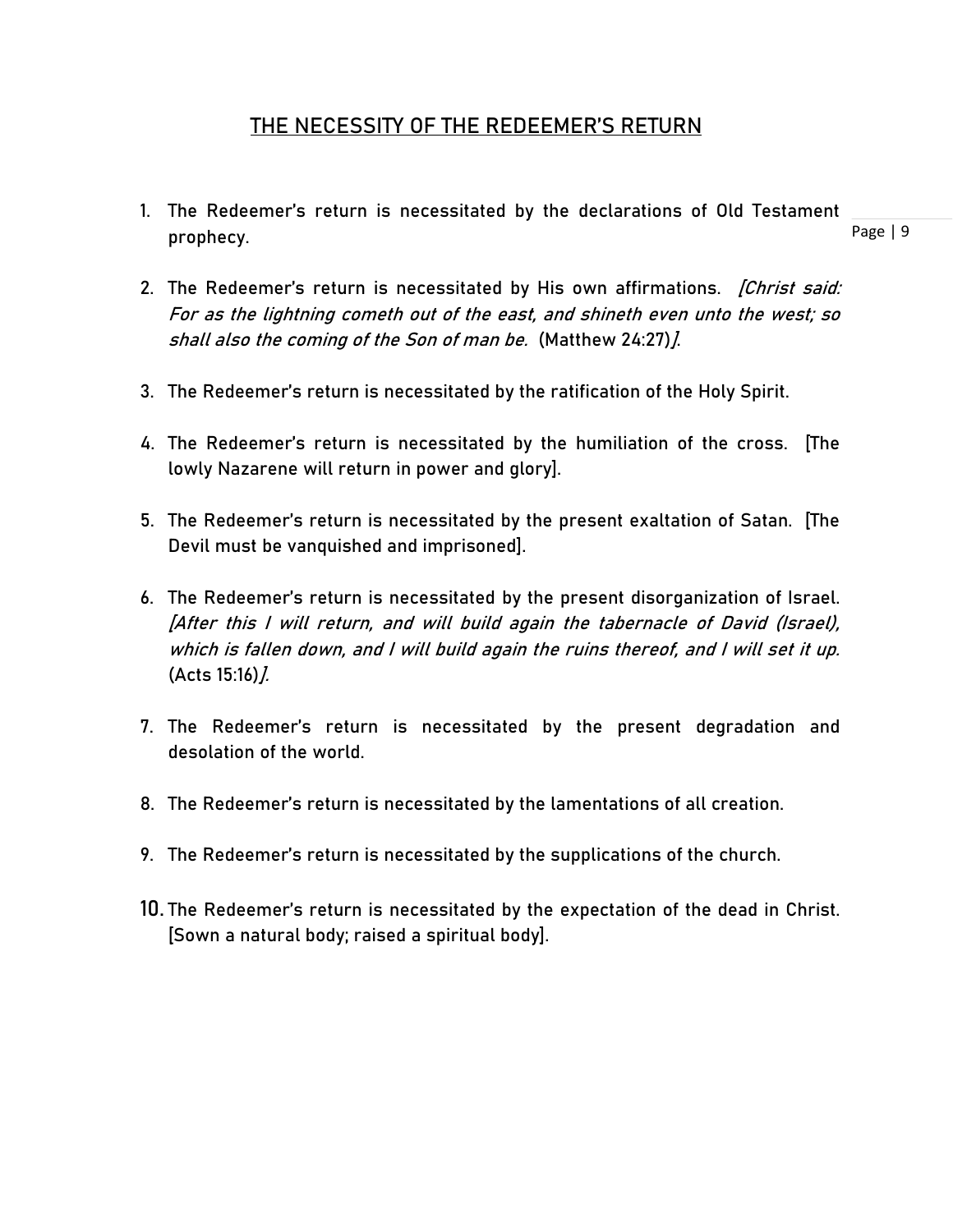## THE NECESSITY OF THE REDEEMER'S RETURN

1. The Redeemer's return is necessitated by the declarations of Old Testament prophecy.

2. The Redeemer's return is necessitated by His own affirmations. *[Christ said: For as the lightning cometh out of the east, and shineth even unto the west; so shall also the coming of the Son of man be.* (Matthew 24:27)*]*.

3. The Redeemer's return is necessitated by the ratification of the Holy Spirit.

4. The Redeemer's return is necessitated by the humiliation of the cross. [The lowly Nazarene will return in power and glory].

5. The Redeemer's return is necessitated by the present exaltation of Satan. [The Devil must be vanquished and imprisoned].

6. The Redeemer's return is necessitated by the present disorganization of Israel. *[After this I will return, and will build again the tabernacle of David (Israel), which is fallen down, and I will build again the ruins thereof, and I will set it up.* (Acts 15:16)*]*.

7. The Redeemer's return is necessitated by the present degradation and desolation of the world.

8. The Redeemer's return is necessitated by the lamentations of all creation.

9. The Redeemer's return is necessitated by the supplications of the church.

10. The Redeemer's return is necessitated by the expectation of the dead in Christ. [Sown a natural body; raised a spiritual body].